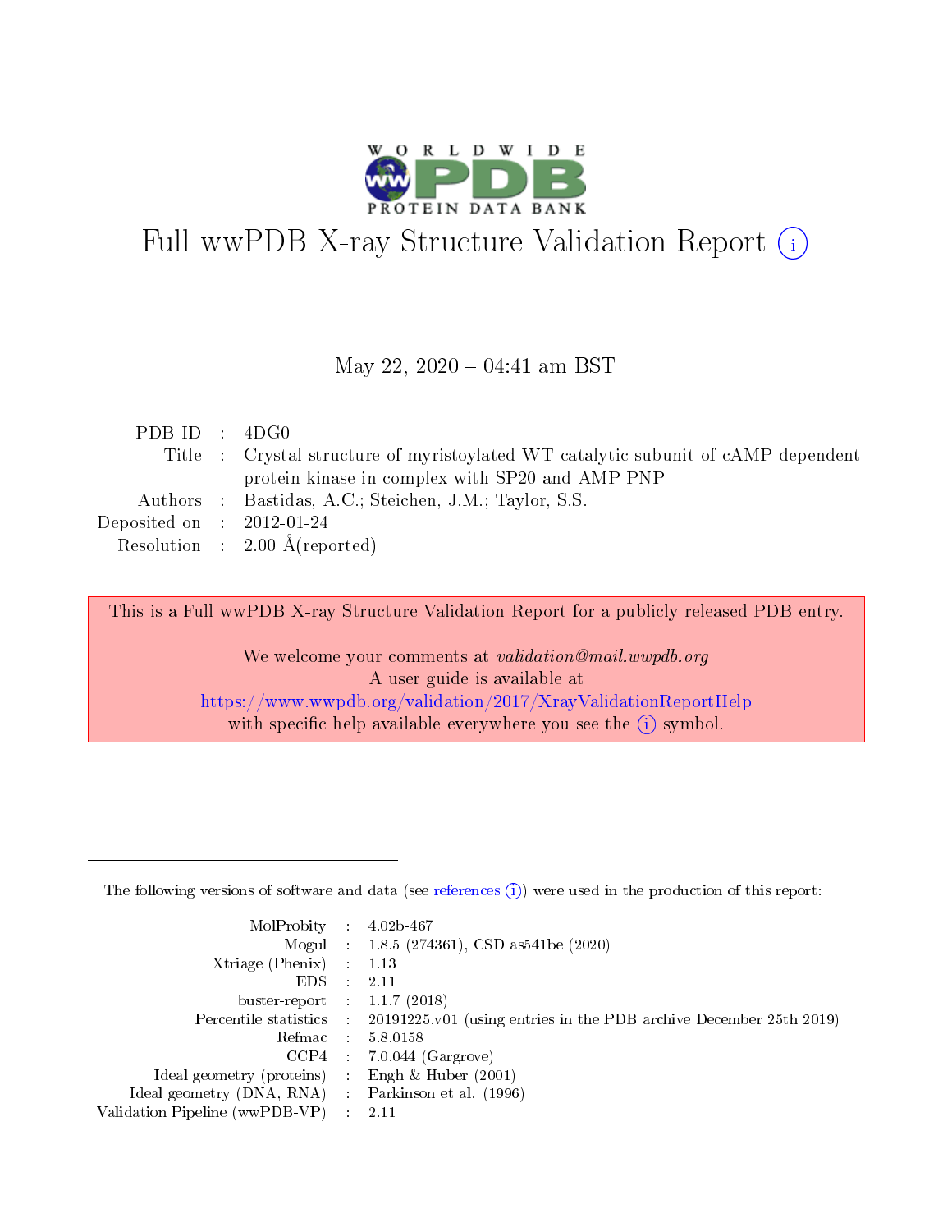# Full wwPDB X-ray Structure Validation Report (i)

May 22, 2020 – 04:41 am BST

| | | |
|---|---|---|
| PDB ID | : | 4DG0 |
| Title | : | Crystal structure of myristoylated WT catalytic subunit of cAMP-dependent protein kinase in complex with SP20 and AMP-PNP |
| Authors | : | Bastidas, A.C.; Steichen, J.M.; Taylor, S.S. |
| Deposited on | : | 2012-01-24 |
| Resolution | : | 2.00 Å(reported) |

This is a Full wwPDB X-ray Structure Validation Report for a publicly released PDB entry.

We welcome your comments at *validation@mail.wwpdb.org*
A user guide is available at
https://www.wwpdb.org/validation/2017/XrayValidationReportHelp
with specific help available everywhere you see the (i) symbol.

---

The following versions of software and data (see references (i)) were used in the production of this report:

| | | |
|---|---|---|
| MolProbity | : | 4.02b-467 |
| Mogul | : | 1.8.5 (274361), CSD as541be (2020) |
| Xtriage (Phenix) | : | 1.13 |
| EDS | : | 2.11 |
| buster-report | : | 1.1.7 (2018) |
| Percentile statistics | : | 20191225.v01 (using entries in the PDB archive December 25th 2019) |
| Refmac | : | 5.8.0158 |
| CCP4 | : | 7.0.044 (Gargrove) |
| Ideal geometry (proteins) | : | Engh & Huber (2001) |
| Ideal geometry (DNA, RNA) | : | Parkinson et al. (1996) |
| Validation Pipeline (wwPDB-VP) | : | 2.11 |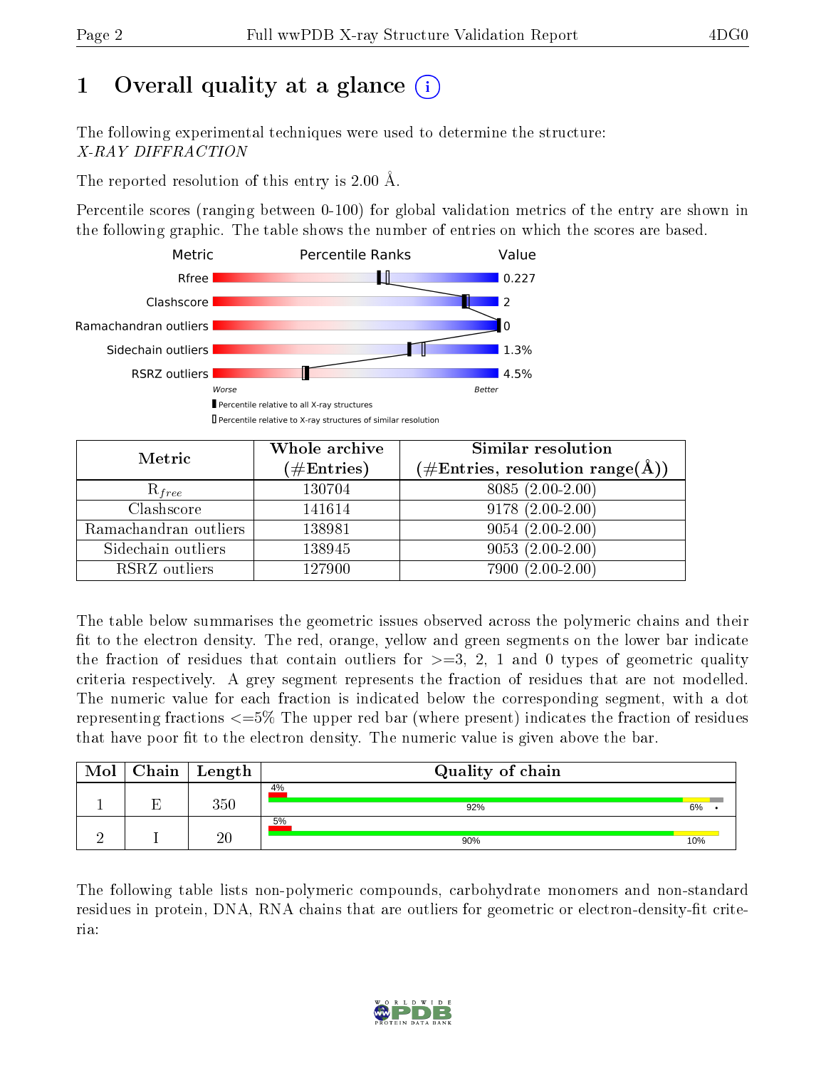# 1 Overall quality at a glance

The following experimental techniques were used to determine the structure:
*X-RAY DIFFRACTION*

The reported resolution of this entry is 2.00 Å.

Percentile scores (ranging between 0-100) for global validation metrics of the entry are shown in the following graphic. The table shows the number of entries on which the scores are based.

| Metric | Value |
|---|---|
| Rfree | 0.227 |
| Clashscore | 2 |
| Ramachandran outliers | 0 |
| Sidechain outliers | 1.3% |
| RSRZ outliers | 4.5% |

| Metric | Whole archive (#Entries) | Similar resolution (#Entries, resolution range(Å)) |
|---|---|---|
| $R_{free}$ | 130704 | 8085 (2.00-2.00) |
| Clashscore | 141614 | 9178 (2.00-2.00) |
| Ramachandran outliers | 138981 | 9054 (2.00-2.00) |
| Sidechain outliers | 138945 | 9053 (2.00-2.00) |
| RSRZ outliers | 127900 | 7900 (2.00-2.00) |

The table below summarises the geometric issues observed across the polymeric chains and their fit to the electron density. The red, orange, yellow and green segments on the lower bar indicate the fraction of residues that contain outliers for >=3, 2, 1 and 0 types of geometric quality criteria respectively. A grey segment represents the fraction of residues that are not modelled. The numeric value for each fraction is indicated below the corresponding segment, with a dot representing fractions <=5% The upper red bar (where present) indicates the fraction of residues that have poor fit to the electron density. The numeric value is given above the bar.

| Mol | Chain | Length | Quality of chain |
|---|---|---|---|
| 1 | E | 350 | 4% / 92% / 6% / • |
| 2 | I | 20 | 5% / 90% / 10% |

The following table lists non-polymeric compounds, carbohydrate monomers and non-standard residues in protein, DNA, RNA chains that are outliers for geometric or electron-density-fit criteria: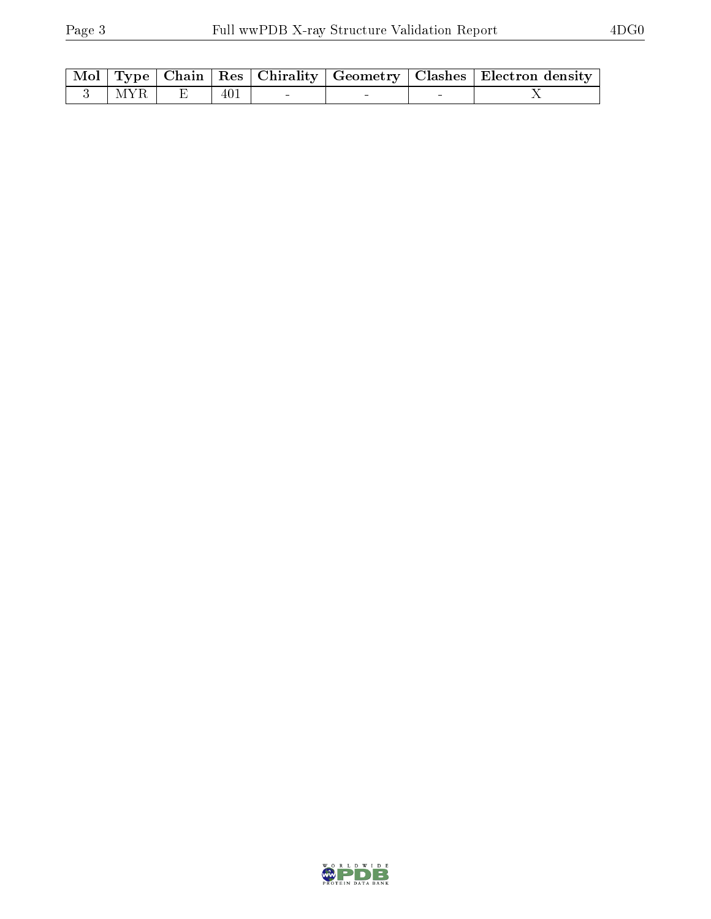| Mol | Type | Chain | Res | Chirality | Geometry | Clashes | Electron density |
|---|---|---|---|---|---|---|---|
| 3 | MYR | E | 401 | - | - | - | X |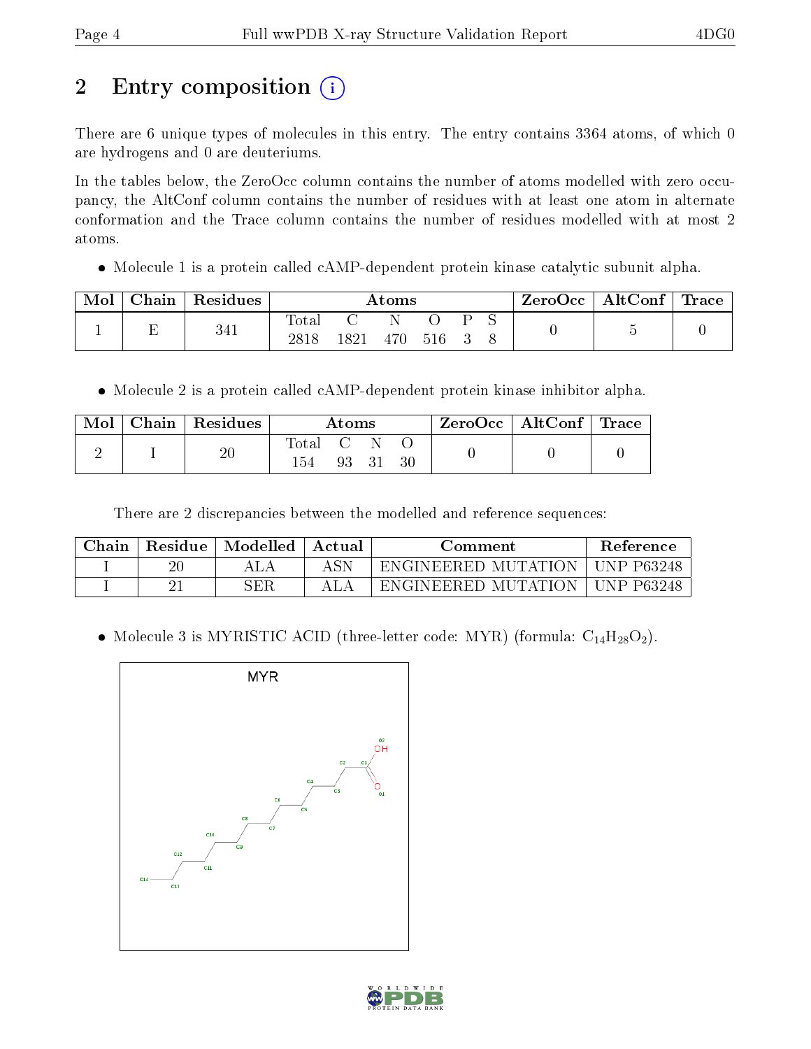## 2 Entry composition

There are 6 unique types of molecules in this entry. The entry contains 3364 atoms, of which 0 are hydrogens and 0 are deuteriums.

In the tables below, the ZeroOcc column contains the number of atoms modelled with zero occupancy, the AltConf column contains the number of residues with at least one atom in alternate conformation and the Trace column contains the number of residues modelled with at most 2 atoms.

- Molecule 1 is a protein called cAMP-dependent protein kinase catalytic subunit alpha.

| Mol | Chain | Residues | Atoms | | | | | | ZeroOcc | AltConf | Trace |
|---|---|---|---|---|---|---|---|---|---|---|---|
| 1 | E | 341 | Total<br>2818 | C<br>1821 | N<br>470 | O<br>516 | P<br>3 | S<br>8 | 0 | 5 | 0 |

- Molecule 2 is a protein called cAMP-dependent protein kinase inhibitor alpha.

| Mol | Chain | Residues | Atoms | | | | ZeroOcc | AltConf | Trace |
|---|---|---|---|---|---|---|---|---|---|
| 2 | I | 20 | Total<br>154 | C<br>93 | N<br>31 | O<br>30 | 0 | 0 | 0 |

There are 2 discrepancies between the modelled and reference sequences:

| Chain | Residue | Modelled | Actual | Comment | Reference |
|---|---|---|---|---|---|
| I | 20 | ALA | ASN | ENGINEERED MUTATION | UNP P63248 |
| I | 21 | SER | ALA | ENGINEERED MUTATION | UNP P63248 |

- Molecule 3 is MYRISTIC ACID (three-letter code: MYR) (formula: $C_{14}H_{28}O_2$).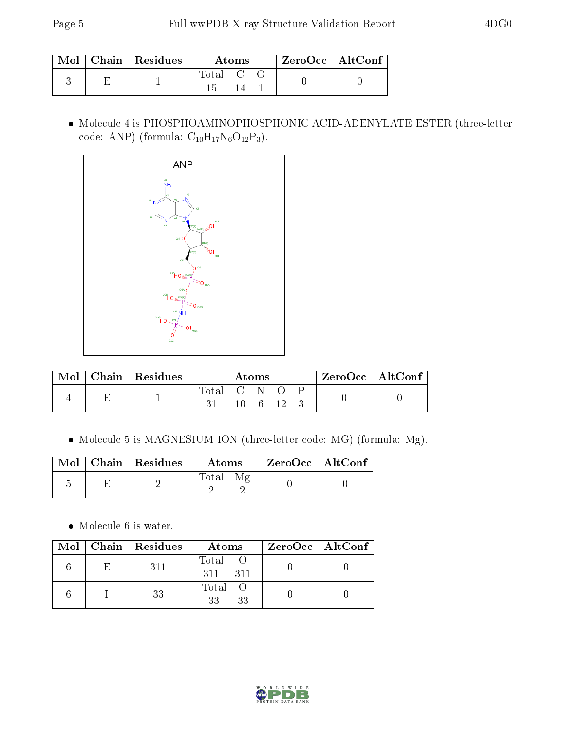| Mol | Chain | Residues | Atoms | | | ZeroOcc | AltConf |
|---|---|---|---|---|---|---|---|
| | | | Total | C | O | | |
| 3 | E | 1 | 15 | 14 | 1 | 0 | 0 |

- Molecule 4 is PHOSPHOAMINOPHOSPHONIC ACID-ADENYLATE ESTER (three-letter code: ANP) (formula: $C_{10}H_{17}N_6O_{12}P_3$).

| Mol | Chain | Residues | Atoms | | | | | ZeroOcc | AltConf |
|---|---|---|---|---|---|---|---|---|---|
| | | | Total | C | N | O | P | | |
| 4 | E | 1 | 31 | 10 | 6 | 12 | 3 | 0 | 0 |

- Molecule 5 is MAGNESIUM ION (three-letter code: MG) (formula: Mg).

| Mol | Chain | Residues | Atoms | | ZeroOcc | AltConf |
|---|---|---|---|---|---|---|
| | | | Total | Mg | | |
| 5 | E | 2 | 2 | 2 | 0 | 0 |

- Molecule 6 is water.

| Mol | Chain | Residues | Atoms | | ZeroOcc | AltConf |
|---|---|---|---|---|---|---|
| | | | Total | O | | |
| 6 | E | 311 | 311 | 311 | 0 | 0 |
| 6 | I | 33 | 33 | 33 | 0 | 0 |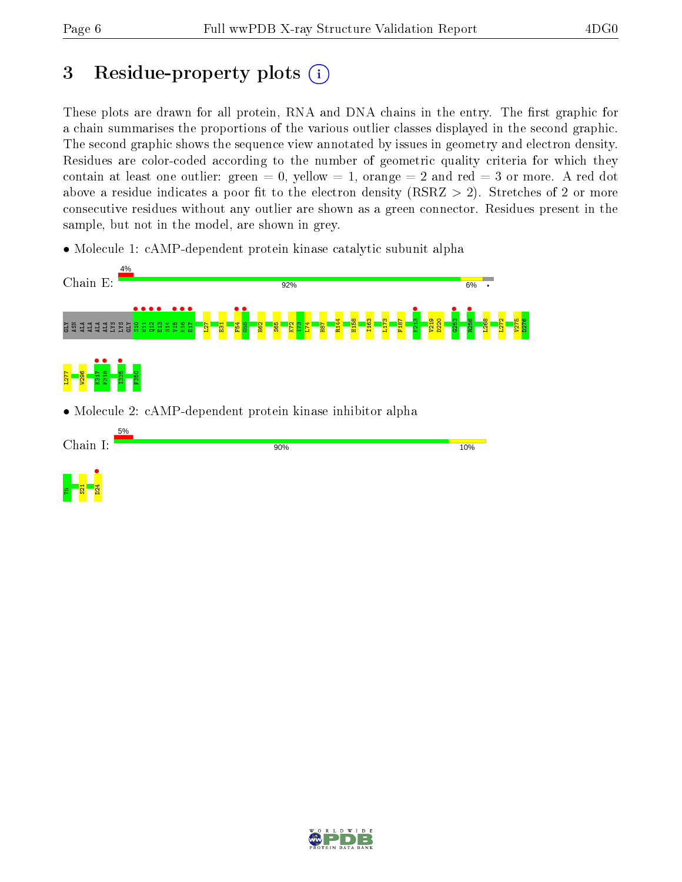# 3 Residue-property plots

These plots are drawn for all protein, RNA and DNA chains in the entry. The first graphic for a chain summarises the proportions of the various outlier classes displayed in the second graphic. The second graphic shows the sequence view annotated by issues in geometry and electron density. Residues are color-coded according to the number of geometric quality criteria for which they contain at least one outlier: green = 0, yellow = 1, orange = 2 and red = 3 or more. A red dot above a residue indicates a poor fit to the electron density (RSRZ > 2). Stretches of 2 or more consecutive residues without any outlier are shown as a green connector. Residues present in the sample, but not in the model, are shown in grey.

- Molecule 1: cAMP-dependent protein kinase catalytic subunit alpha

Chain E: 4% | 92% | 6% | •

GLY ASN ALA ALA ALA ALA LYS LYS GLY S10 E11 Q12 E13 S14 V15 K16 E17 L27 E31 F54 G55 H62 S65 K72 I73 L74 H87 R144 H158 I163 L173 F187 K213 V219 D220 G253 R256 L268 L272 V275 D276 L277 W296 K317 F318 I335 F350

- Molecule 2: cAMP-dependent protein kinase inhibitor alpha

Chain I: 5% | 90% | 10%

T5 S21 D24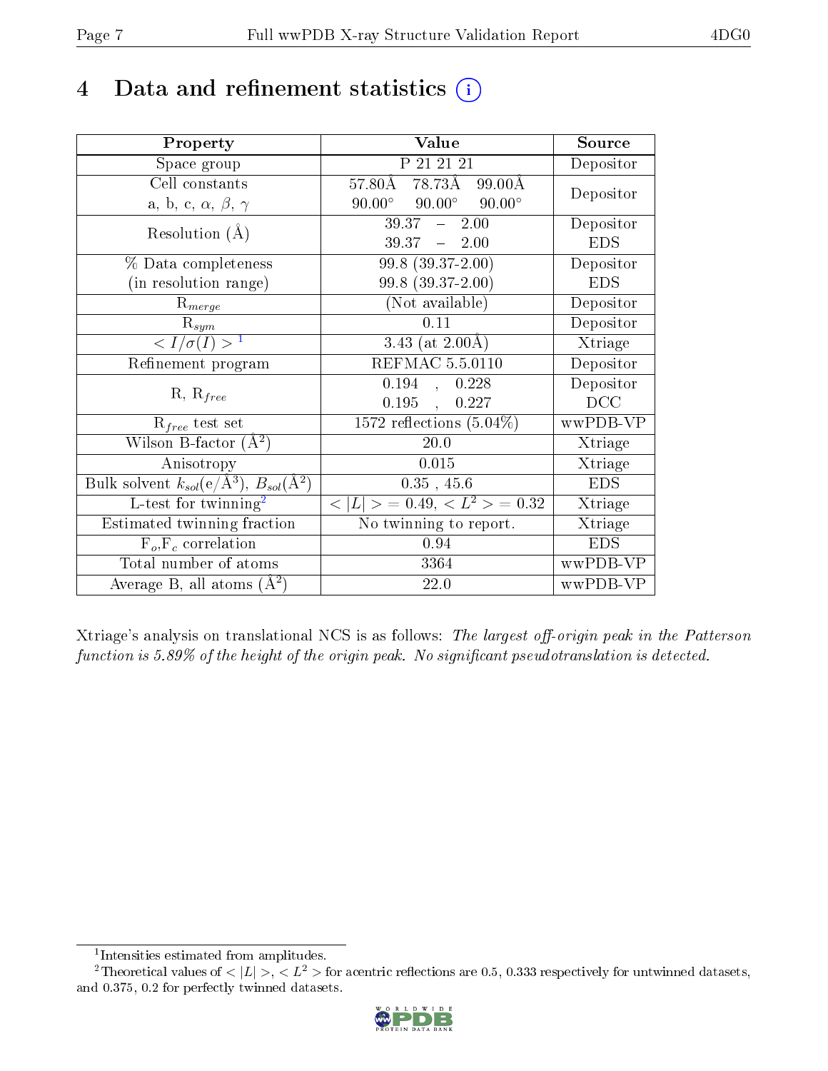# 4 Data and refinement statistics (i)

| Property | Value | Source |
|---|---|---|
| Space group | P 21 21 21 | Depositor |
| Cell constants<br>a, b, c, $\alpha$, $\beta$, $\gamma$ | 57.80Å 78.73Å 99.00Å<br>90.00° 90.00° 90.00° | Depositor |
| Resolution (Å) | 39.37 – 2.00<br>39.37 – 2.00 | Depositor<br>EDS |
| % Data completeness<br>(in resolution range) | 99.8 (39.37-2.00)<br>99.8 (39.37-2.00) | Depositor<br>EDS |
| $R_{merge}$ | (Not available) | Depositor |
| $R_{sym}$ | 0.11 | Depositor |
| $< I/\sigma(I) >$ [1] | 3.43 (at 2.00Å) | Xtriage |
| Refinement program | REFMAC 5.5.0110 | Depositor |
| R, $R_{free}$ | 0.194 , 0.228<br>0.195 , 0.227 | Depositor<br>DCC |
| $R_{free}$ test set | 1572 reflections (5.04%) | wwPDB-VP |
| Wilson B-factor (Å$^2$) | 20.0 | Xtriage |
| Anisotropy | 0.015 | Xtriage |
| Bulk solvent $k_{sol}$(e/Å$^3$), $B_{sol}$(Å$^2$) | 0.35 , 45.6 | EDS |
| L-test for twinning[2] | $< \lvert L \rvert >$ = 0.49, $< L^2 >$ = 0.32 | Xtriage |
| Estimated twinning fraction | No twinning to report. | Xtriage |
| $F_o$,$F_c$ correlation | 0.94 | EDS |
| Total number of atoms | 3364 | wwPDB-VP |
| Average B, all atoms (Å$^2$) | 22.0 | wwPDB-VP |

Xtriage's analysis on translational NCS is as follows: *The largest off-origin peak in the Patterson function is 5.89% of the height of the origin peak. No significant pseudotranslation is detected.*

[1] Intensities estimated from amplitudes.

[2] Theoretical values of $< \lvert L \rvert >$, $< L^2 >$ for acentric reflections are 0.5, 0.333 respectively for untwinned datasets, and 0.375, 0.2 for perfectly twinned datasets.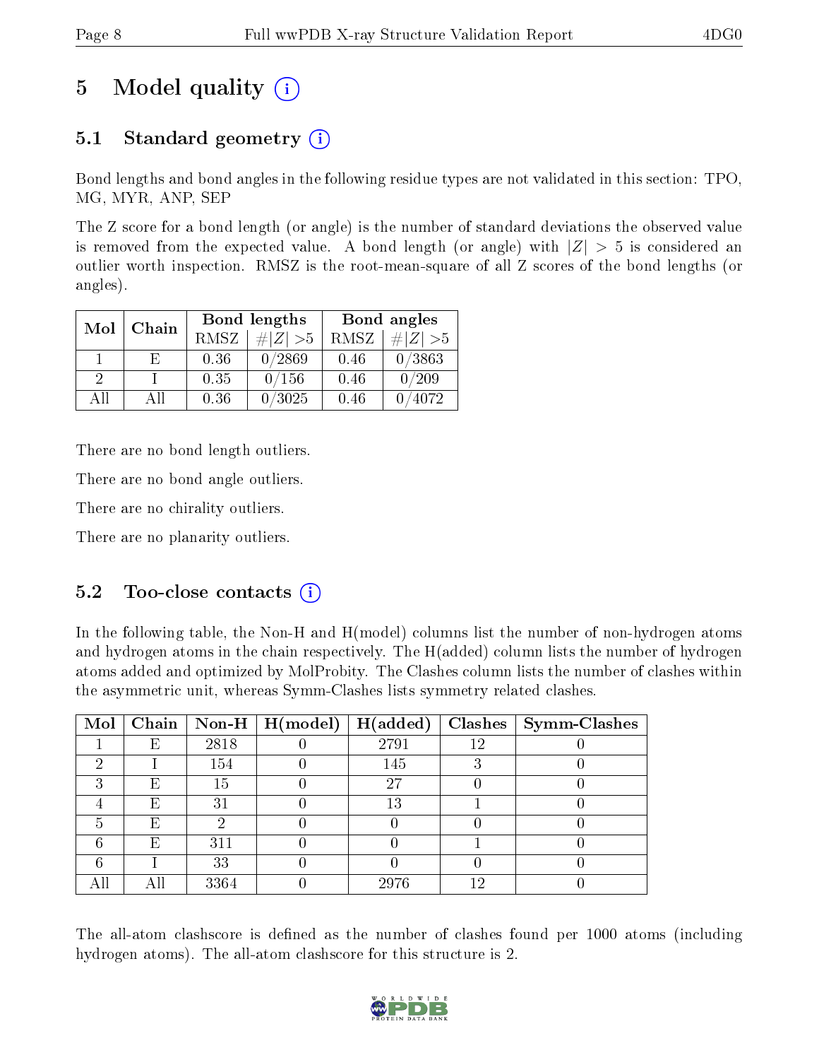# 5 Model quality

## 5.1 Standard geometry

Bond lengths and bond angles in the following residue types are not validated in this section: TPO, MG, MYR, ANP, SEP

The Z score for a bond length (or angle) is the number of standard deviations the observed value is removed from the expected value. A bond length (or angle) with $|Z| > 5$ is considered an outlier worth inspection. RMSZ is the root-mean-square of all Z scores of the bond lengths (or angles).

| Mol | Chain | Bond lengths | | Bond angles | |
|---|---|---|---|---|---|
| | | RMSZ | $\#\|Z\| > 5$ | RMSZ | $\#\|Z\| > 5$ |
| 1 | E | 0.36 | 0/2869 | 0.46 | 0/3863 |
| 2 | I | 0.35 | 0/156 | 0.46 | 0/209 |
| All | All | 0.36 | 0/3025 | 0.46 | 0/4072 |

There are no bond length outliers.

There are no bond angle outliers.

There are no chirality outliers.

There are no planarity outliers.

## 5.2 Too-close contacts

In the following table, the Non-H and H(model) columns list the number of non-hydrogen atoms and hydrogen atoms in the chain respectively. The H(added) column lists the number of hydrogen atoms added and optimized by MolProbity. The Clashes column lists the number of clashes within the asymmetric unit, whereas Symm-Clashes lists symmetry related clashes.

| Mol | Chain | Non-H | H(model) | H(added) | Clashes | Symm-Clashes |
|---|---|---|---|---|---|---|
| 1 | E | 2818 | 0 | 2791 | 12 | 0 |
| 2 | I | 154 | 0 | 145 | 3 | 0 |
| 3 | E | 15 | 0 | 27 | 0 | 0 |
| 4 | E | 31 | 0 | 13 | 1 | 0 |
| 5 | E | 2 | 0 | 0 | 0 | 0 |
| 6 | E | 311 | 0 | 0 | 1 | 0 |
| 6 | I | 33 | 0 | 0 | 0 | 0 |
| All | All | 3364 | 0 | 2976 | 12 | 0 |

The all-atom clashscore is defined as the number of clashes found per 1000 atoms (including hydrogen atoms). The all-atom clashscore for this structure is 2.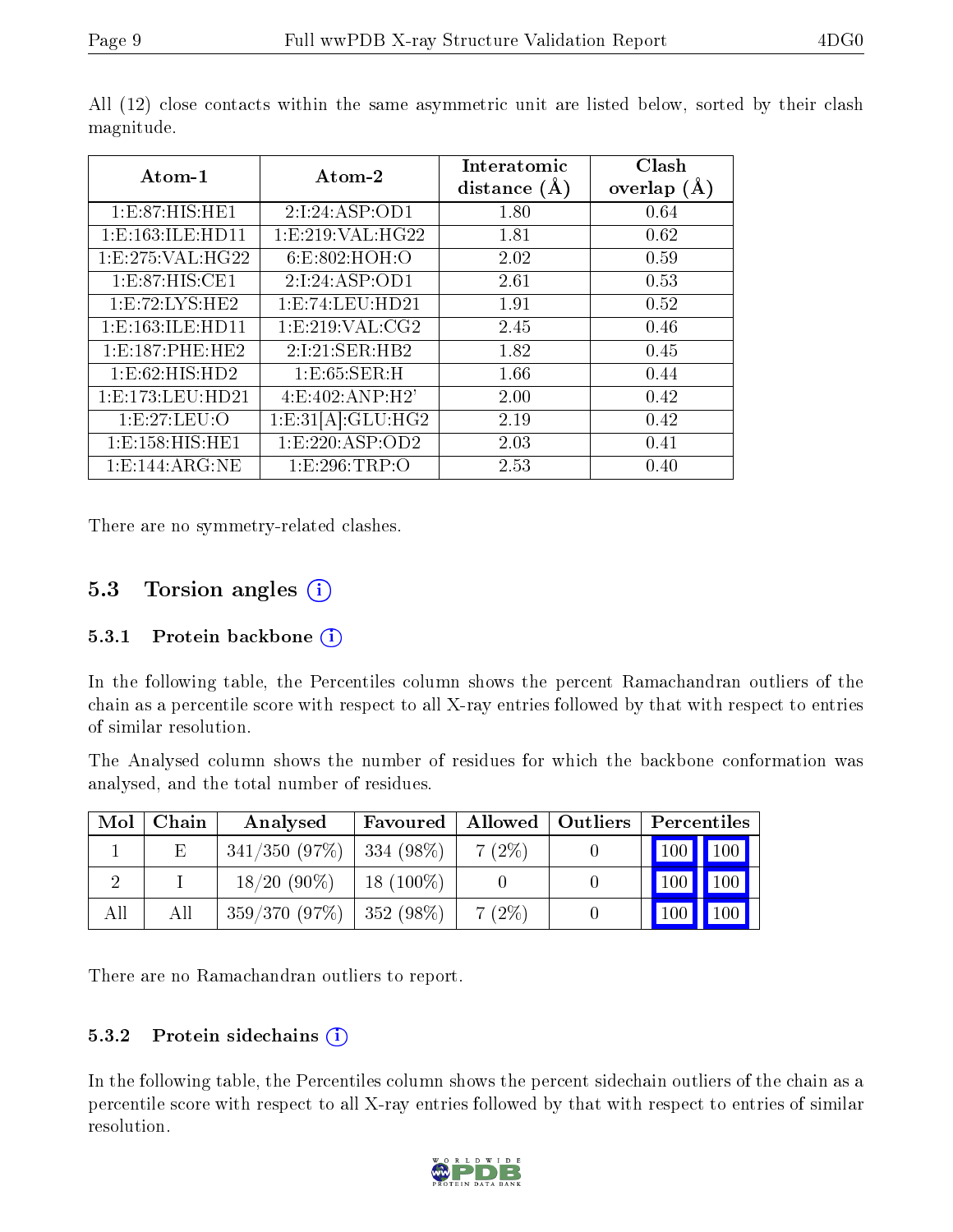All (12) close contacts within the same asymmetric unit are listed below, sorted by their clash magnitude.

| Atom-1 | Atom-2 | Interatomic distance (Å) | Clash overlap (Å) |
|---|---|---|---|
| 1:E:87:HIS:HE1 | 2:I:24:ASP:OD1 | 1.80 | 0.64 |
| 1:E:163:ILE:HD11 | 1:E:219:VAL:HG22 | 1.81 | 0.62 |
| 1:E:275:VAL:HG22 | 6:E:802:HOH:O | 2.02 | 0.59 |
| 1:E:87:HIS:CE1 | 2:I:24:ASP:OD1 | 2.61 | 0.53 |
| 1:E:72:LYS:HE2 | 1:E:74:LEU:HD21 | 1.91 | 0.52 |
| 1:E:163:ILE:HD11 | 1:E:219:VAL:CG2 | 2.45 | 0.46 |
| 1:E:187:PHE:HE2 | 2:I:21:SER:HB2 | 1.82 | 0.45 |
| 1:E:62:HIS:HD2 | 1:E:65:SER:H | 1.66 | 0.44 |
| 1:E:173:LEU:HD21 | 4:E:402:ANP:H2' | 2.00 | 0.42 |
| 1:E:27:LEU:O | 1:E:31[A]:GLU:HG2 | 2.19 | 0.42 |
| 1:E:158:HIS:HE1 | 1:E:220:ASP:OD2 | 2.03 | 0.41 |
| 1:E:144:ARG:NE | 1:E:296:TRP:O | 2.53 | 0.40 |

There are no symmetry-related clashes.

## 5.3 Torsion angles

### 5.3.1 Protein backbone

In the following table, the Percentiles column shows the percent Ramachandran outliers of the chain as a percentile score with respect to all X-ray entries followed by that with respect to entries of similar resolution.

The Analysed column shows the number of residues for which the backbone conformation was analysed, and the total number of residues.

| Mol | Chain | Analysed | Favoured | Allowed | Outliers | Percentiles | |
|---|---|---|---|---|---|---|---|
| 1 | E | 341/350 (97%) | 334 (98%) | 7 (2%) | 0 | 100 | 100 |
| 2 | I | 18/20 (90%) | 18 (100%) | 0 | 0 | 100 | 100 |
| All | All | 359/370 (97%) | 352 (98%) | 7 (2%) | 0 | 100 | 100 |

There are no Ramachandran outliers to report.

### 5.3.2 Protein sidechains

In the following table, the Percentiles column shows the percent sidechain outliers of the chain as a percentile score with respect to all X-ray entries followed by that with respect to entries of similar resolution.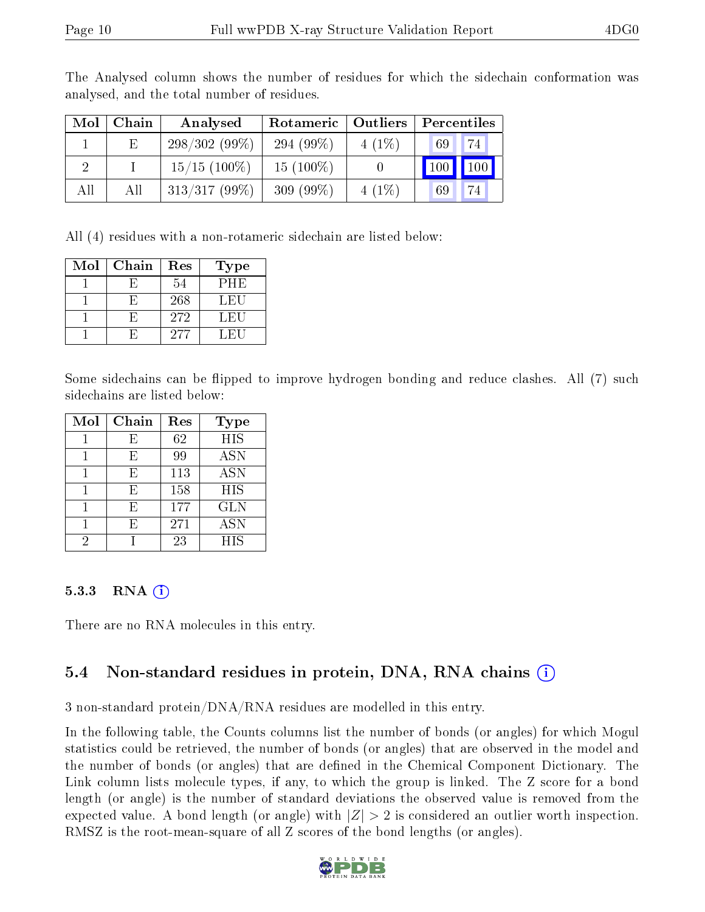The Analysed column shows the number of residues for which the sidechain conformation was analysed, and the total number of residues.

| Mol | Chain | Analysed | Rotameric | Outliers | Percentiles | |
|---|---|---|---|---|---|---|
| 1 | E | 298/302 (99%) | 294 (99%) | 4 (1%) | 69 | 74 |
| 2 | I | 15/15 (100%) | 15 (100%) | 0 | 100 | 100 |
| All | All | 313/317 (99%) | 309 (99%) | 4 (1%) | 69 | 74 |

All (4) residues with a non-rotameric sidechain are listed below:

| Mol | Chain | Res | Type |
|---|---|---|---|
| 1 | E | 54 | PHE |
| 1 | E | 268 | LEU |
| 1 | E | 272 | LEU |
| 1 | E | 277 | LEU |

Some sidechains can be flipped to improve hydrogen bonding and reduce clashes. All (7) such sidechains are listed below:

| Mol | Chain | Res | Type |
|---|---|---|---|
| 1 | E | 62 | HIS |
| 1 | E | 99 | ASN |
| 1 | E | 113 | ASN |
| 1 | E | 158 | HIS |
| 1 | E | 177 | GLN |
| 1 | E | 271 | ASN |
| 2 | I | 23 | HIS |

### 5.3.3 RNA

There are no RNA molecules in this entry.

## 5.4 Non-standard residues in protein, DNA, RNA chains

3 non-standard protein/DNA/RNA residues are modelled in this entry.

In the following table, the Counts columns list the number of bonds (or angles) for which Mogul statistics could be retrieved, the number of bonds (or angles) that are observed in the model and the number of bonds (or angles) that are defined in the Chemical Component Dictionary. The Link column lists molecule types, if any, to which the group is linked. The Z score for a bond length (or angle) is the number of standard deviations the observed value is removed from the expected value. A bond length (or angle) with $|Z| > 2$ is considered an outlier worth inspection. RMSZ is the root-mean-square of all Z scores of the bond lengths (or angles).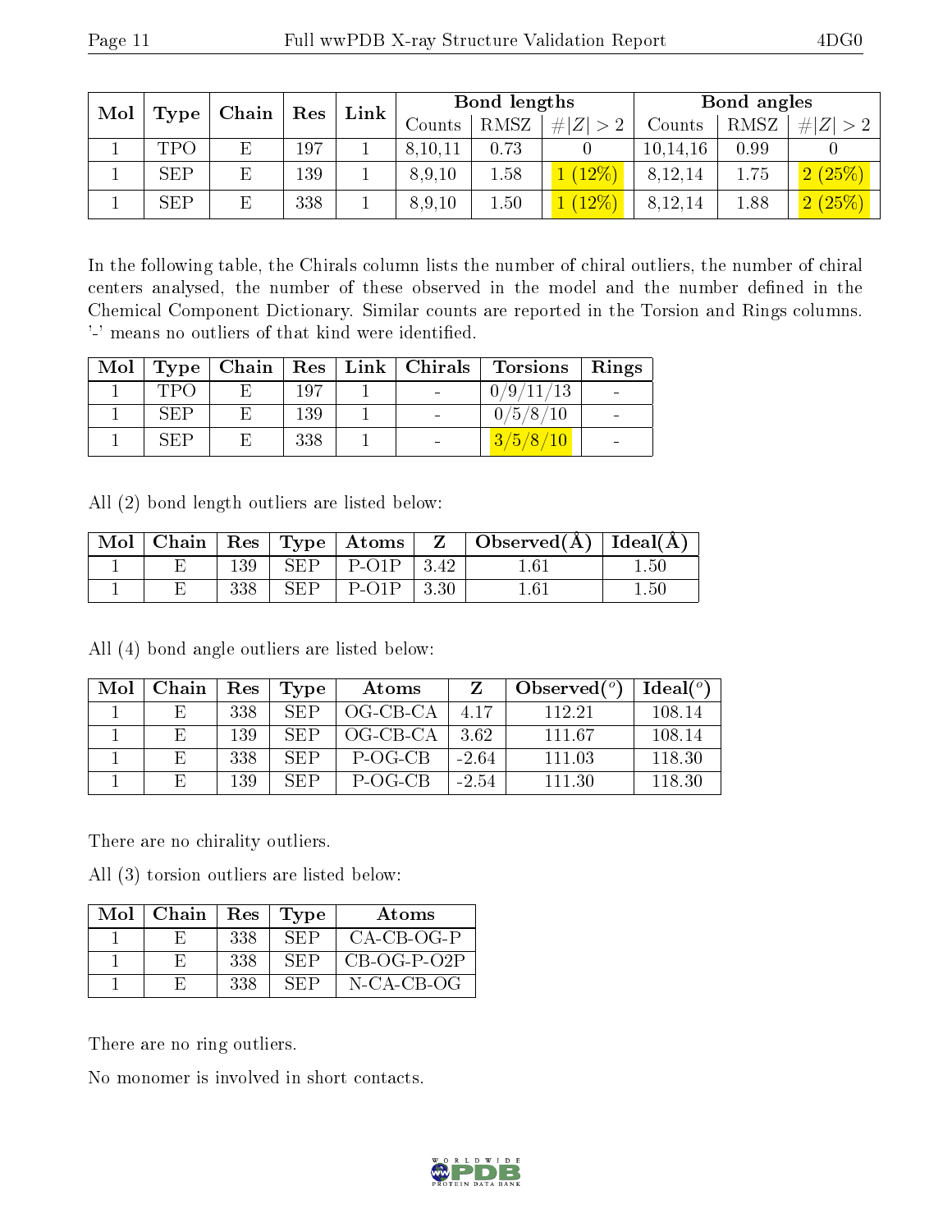| Mol | Type | Chain | Res | Link | Bond lengths | | | Bond angles | | |
|---|---|---|---|---|---|---|---|---|---|---|
| | | | | | Counts | RMSZ | #\|Z\| > 2 | Counts | RMSZ | #\|Z\| > 2 |
| 1 | TPO | E | 197 | 1 | 8,10,11 | 0.73 | 0 | 10,14,16 | 0.99 | 0 |
| 1 | SEP | E | 139 | 1 | 8,9,10 | 1.58 | 1 (12%) | 8,12,14 | 1.75 | 2 (25%) |
| 1 | SEP | E | 338 | 1 | 8,9,10 | 1.50 | 1 (12%) | 8,12,14 | 1.88 | 2 (25%) |

In the following table, the Chirals column lists the number of chiral outliers, the number of chiral centers analysed, the number of these observed in the model and the number defined in the Chemical Component Dictionary. Similar counts are reported in the Torsion and Rings columns. '-' means no outliers of that kind were identified.

| Mol | Type | Chain | Res | Link | Chirals | Torsions | Rings |
|---|---|---|---|---|---|---|---|
| 1 | TPO | E | 197 | 1 | - | 0/9/11/13 | - |
| 1 | SEP | E | 139 | 1 | - | 0/5/8/10 | - |
| 1 | SEP | E | 338 | 1 | - | 3/5/8/10 | - |

All (2) bond length outliers are listed below:

| Mol | Chain | Res | Type | Atoms | Z | Observed(Å) | Ideal(Å) |
|---|---|---|---|---|---|---|---|
| 1 | E | 139 | SEP | P-O1P | 3.42 | 1.61 | 1.50 |
| 1 | E | 338 | SEP | P-O1P | 3.30 | 1.61 | 1.50 |

All (4) bond angle outliers are listed below:

| Mol | Chain | Res | Type | Atoms | Z | Observed(°) | Ideal(°) |
|---|---|---|---|---|---|---|---|
| 1 | E | 338 | SEP | OG-CB-CA | 4.17 | 112.21 | 108.14 |
| 1 | E | 139 | SEP | OG-CB-CA | 3.62 | 111.67 | 108.14 |
| 1 | E | 338 | SEP | P-OG-CB | -2.64 | 111.03 | 118.30 |
| 1 | E | 139 | SEP | P-OG-CB | -2.54 | 111.30 | 118.30 |

There are no chirality outliers.

All (3) torsion outliers are listed below:

| Mol | Chain | Res | Type | Atoms |
|---|---|---|---|---|
| 1 | E | 338 | SEP | CA-CB-OG-P |
| 1 | E | 338 | SEP | CB-OG-P-O2P |
| 1 | E | 338 | SEP | N-CA-CB-OG |

There are no ring outliers.

No monomer is involved in short contacts.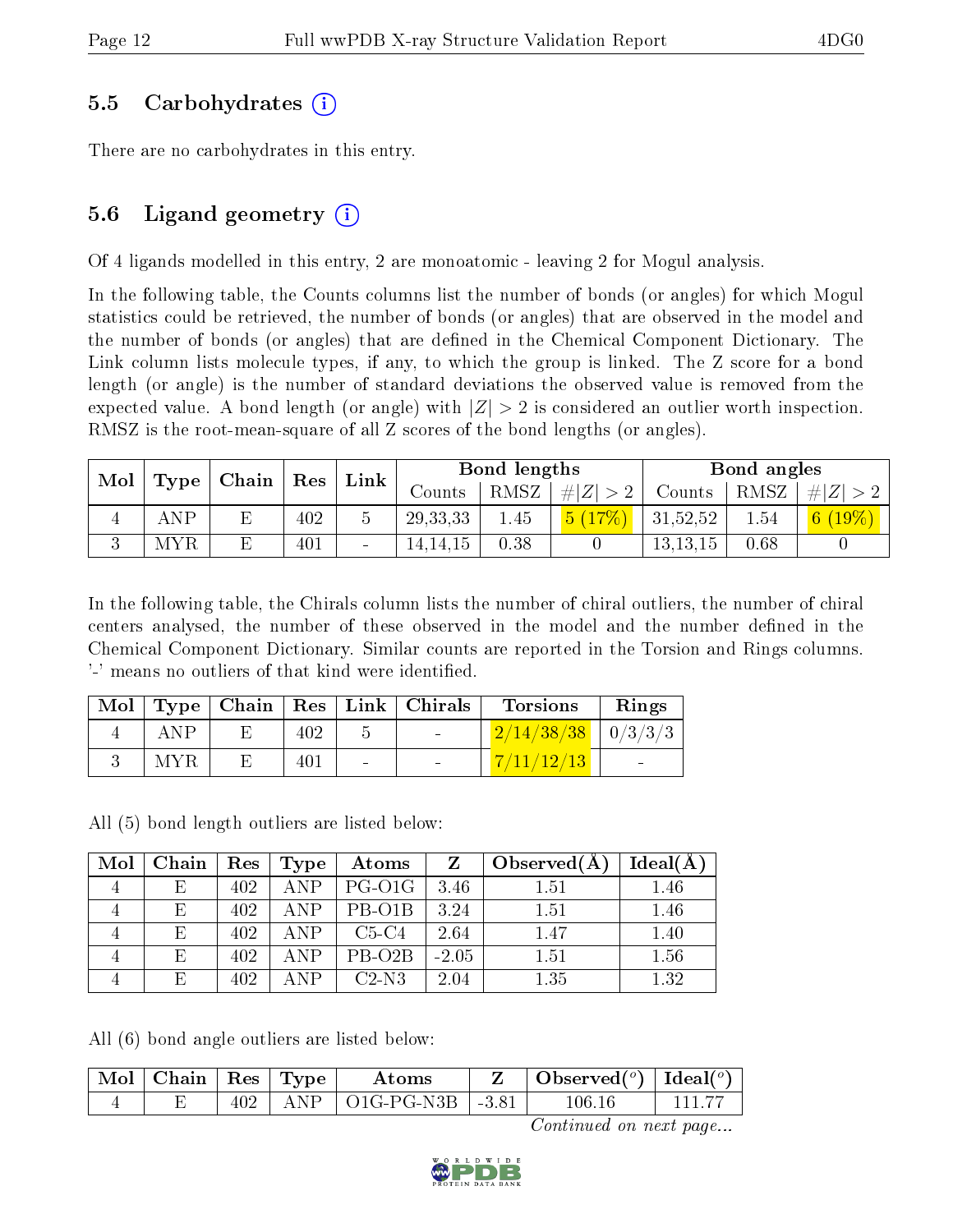### 5.5 Carbohydrates (i)

There are no carbohydrates in this entry.

### 5.6 Ligand geometry (i)

Of 4 ligands modelled in this entry, 2 are monoatomic - leaving 2 for Mogul analysis.

In the following table, the Counts columns list the number of bonds (or angles) for which Mogul statistics could be retrieved, the number of bonds (or angles) that are observed in the model and the number of bonds (or angles) that are defined in the Chemical Component Dictionary. The Link column lists molecule types, if any, to which the group is linked. The Z score for a bond length (or angle) is the number of standard deviations the observed value is removed from the expected value. A bond length (or angle) with $|Z| > 2$ is considered an outlier worth inspection. RMSZ is the root-mean-square of all Z scores of the bond lengths (or angles).

| Mol | Type | Chain | Res | Link | Bond lengths | | | Bond angles | | |
|---|---|---|---|---|---|---|---|---|---|---|
| | | | | | Counts | RMSZ | $\#\|Z\| > 2$ | Counts | RMSZ | $\#\|Z\| > 2$ |
| 4 | ANP | E | 402 | 5 | 29,33,33 | 1.45 | 5 (17%) | 31,52,52 | 1.54 | 6 (19%) |
| 3 | MYR | E | 401 | - | 14,14,15 | 0.38 | 0 | 13,13,15 | 0.68 | 0 |

In the following table, the Chirals column lists the number of chiral outliers, the number of chiral centers analysed, the number of these observed in the model and the number defined in the Chemical Component Dictionary. Similar counts are reported in the Torsion and Rings columns. '-' means no outliers of that kind were identified.

| Mol | Type | Chain | Res | Link | Chirals | Torsions | Rings |
|---|---|---|---|---|---|---|---|
| 4 | ANP | E | 402 | 5 | - | 2/14/38/38 | 0/3/3/3 |
| 3 | MYR | E | 401 | - | - | 7/11/12/13 | - |

All (5) bond length outliers are listed below:

| Mol | Chain | Res | Type | Atoms | Z | Observed(Å) | Ideal(Å) |
|---|---|---|---|---|---|---|---|
| 4 | E | 402 | ANP | PG-O1G | 3.46 | 1.51 | 1.46 |
| 4 | E | 402 | ANP | PB-O1B | 3.24 | 1.51 | 1.46 |
| 4 | E | 402 | ANP | C5-C4 | 2.64 | 1.47 | 1.40 |
| 4 | E | 402 | ANP | PB-O2B | -2.05 | 1.51 | 1.56 |
| 4 | E | 402 | ANP | C2-N3 | 2.04 | 1.35 | 1.32 |

All (6) bond angle outliers are listed below:

| Mol | Chain | Res | Type | Atoms | Z | Observed($^o$) | Ideal($^o$) |
|---|---|---|---|---|---|---|---|
| 4 | E | 402 | ANP | O1G-PG-N3B | -3.81 | 106.16 | 111.77 |

*Continued on next page...*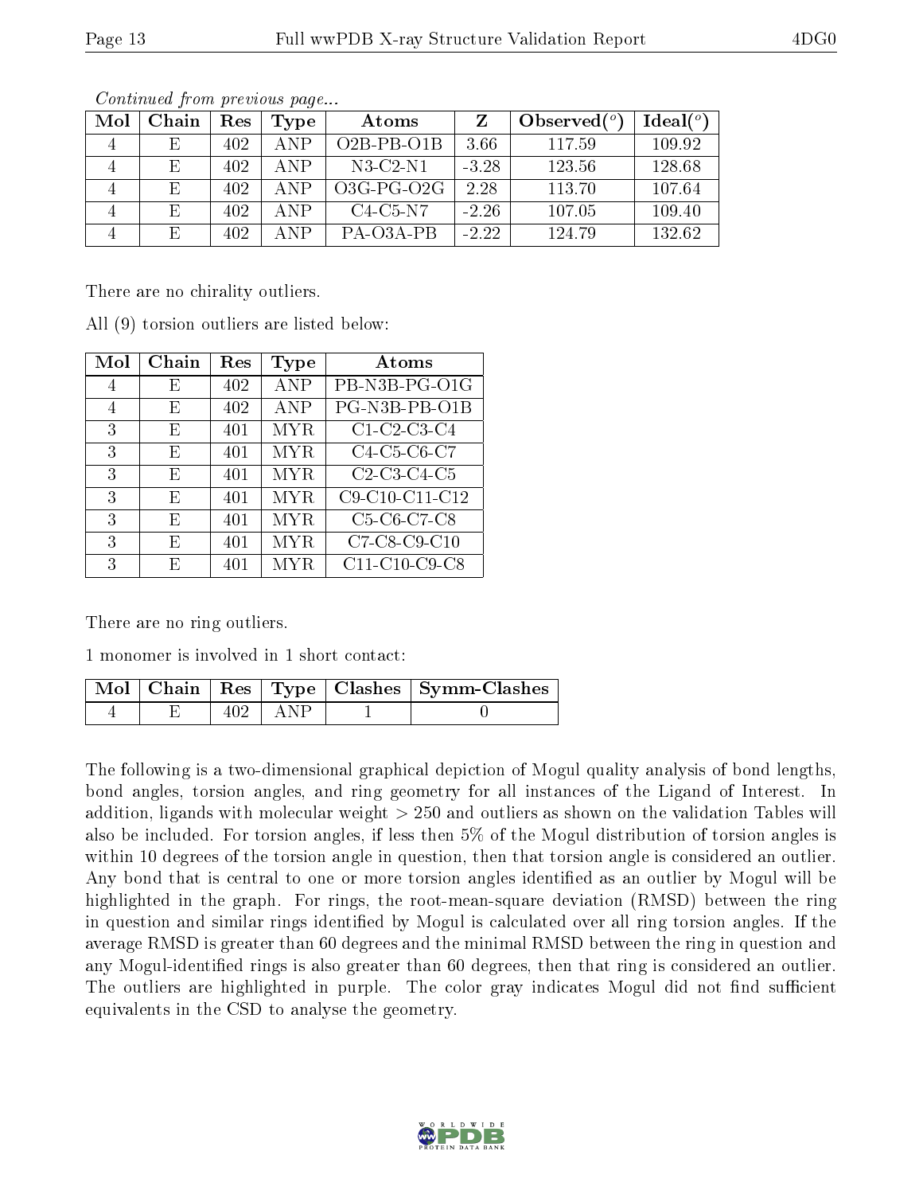*Continued from previous page...*

| Mol | Chain | Res | Type | Atoms | Z | Observed(°) | Ideal(°) |
|---|---|---|---|---|---|---|---|
| 4 | E | 402 | ANP | O2B-PB-O1B | 3.66 | 117.59 | 109.92 |
| 4 | E | 402 | ANP | N3-C2-N1 | -3.28 | 123.56 | 128.68 |
| 4 | E | 402 | ANP | O3G-PG-O2G | 2.28 | 113.70 | 107.64 |
| 4 | E | 402 | ANP | C4-C5-N7 | -2.26 | 107.05 | 109.40 |
| 4 | E | 402 | ANP | PA-O3A-PB | -2.22 | 124.79 | 132.62 |

There are no chirality outliers.

All (9) torsion outliers are listed below:

| Mol | Chain | Res | Type | Atoms |
|---|---|---|---|---|
| 4 | E | 402 | ANP | PB-N3B-PG-O1G |
| 4 | E | 402 | ANP | PG-N3B-PB-O1B |
| 3 | E | 401 | MYR | C1-C2-C3-C4 |
| 3 | E | 401 | MYR | C4-C5-C6-C7 |
| 3 | E | 401 | MYR | C2-C3-C4-C5 |
| 3 | E | 401 | MYR | C9-C10-C11-C12 |
| 3 | E | 401 | MYR | C5-C6-C7-C8 |
| 3 | E | 401 | MYR | C7-C8-C9-C10 |
| 3 | E | 401 | MYR | C11-C10-C9-C8 |

There are no ring outliers.

1 monomer is involved in 1 short contact:

| Mol | Chain | Res | Type | Clashes | Symm-Clashes |
|---|---|---|---|---|---|
| 4 | E | 402 | ANP | 1 | 0 |

The following is a two-dimensional graphical depiction of Mogul quality analysis of bond lengths, bond angles, torsion angles, and ring geometry for all instances of the Ligand of Interest. In addition, ligands with molecular weight > 250 and outliers as shown on the validation Tables will also be included. For torsion angles, if less then 5% of the Mogul distribution of torsion angles is within 10 degrees of the torsion angle in question, then that torsion angle is considered an outlier. Any bond that is central to one or more torsion angles identified as an outlier by Mogul will be highlighted in the graph. For rings, the root-mean-square deviation (RMSD) between the ring in question and similar rings identified by Mogul is calculated over all ring torsion angles. If the average RMSD is greater than 60 degrees and the minimal RMSD between the ring in question and any Mogul-identified rings is also greater than 60 degrees, then that ring is considered an outlier. The outliers are highlighted in purple. The color gray indicates Mogul did not find sufficient equivalents in the CSD to analyse the geometry.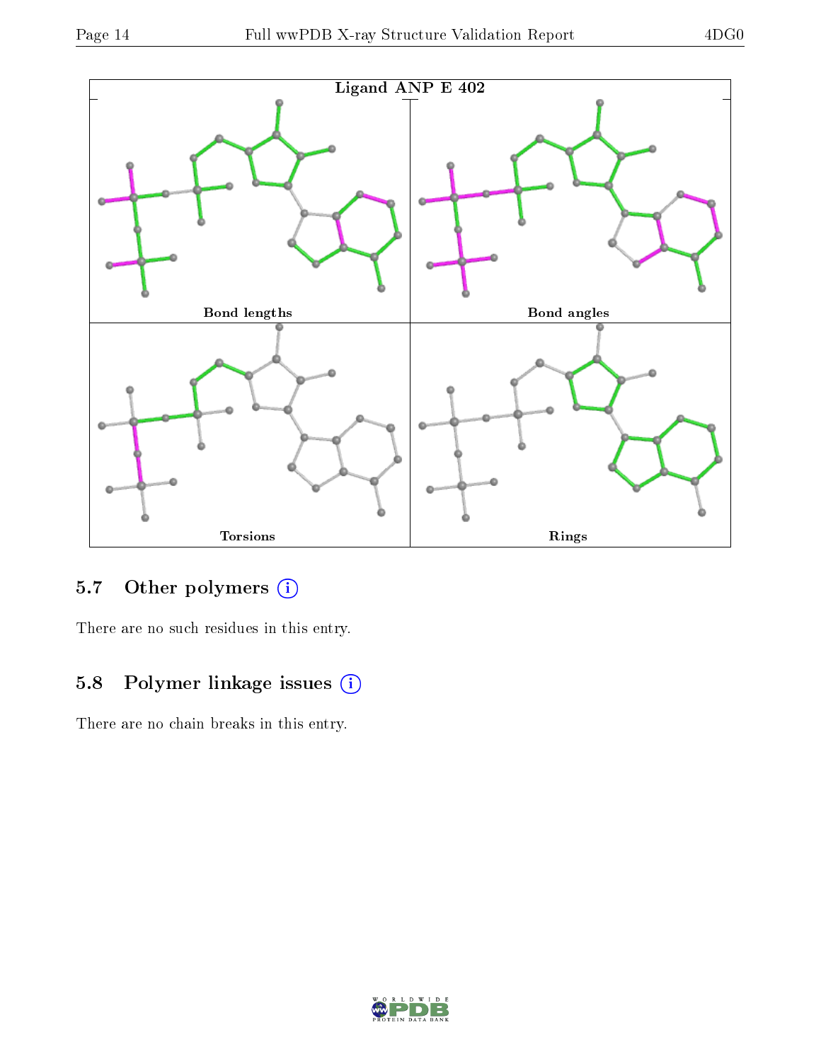Ligand ANP E 402

Bond lengths

Bond angles

Torsions

Rings

### 5.7 Other polymers (i)

There are no such residues in this entry.

### 5.8 Polymer linkage issues (i)

There are no chain breaks in this entry.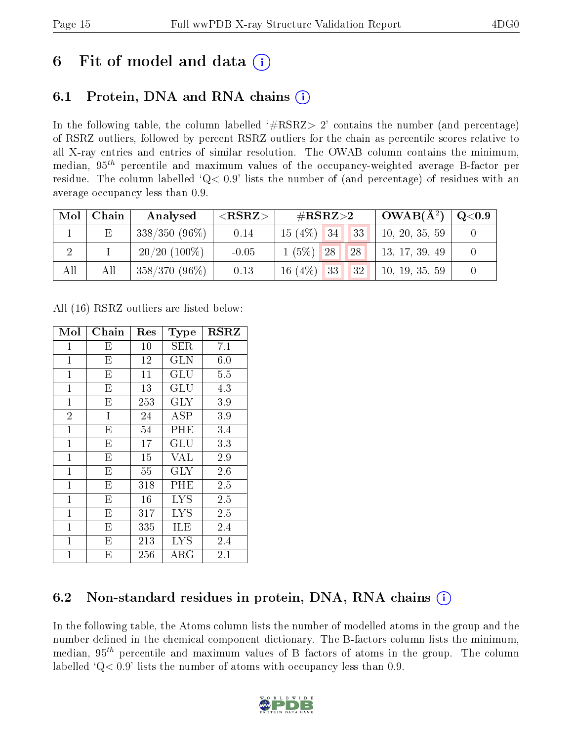# 6 Fit of model and data (i)

## 6.1 Protein, DNA and RNA chains (i)

In the following table, the column labelled '#RSRZ> 2' contains the number (and percentage) of RSRZ outliers, followed by percent RSRZ outliers for the chain as percentile scores relative to all X-ray entries and entries of similar resolution. The OWAB column contains the minimum, median, $95^{th}$ percentile and maximum values of the occupancy-weighted average B-factor per residue. The column labelled 'Q< 0.9' lists the number of (and percentage) of residues with an average occupancy less than 0.9.

| Mol | Chain | Analysed | <RSRZ> | #RSRZ>2 | | | OWAB(Å$^2$) | Q<0.9 |
|---|---|---|---|---|---|---|---|---|
| 1 | E | 338/350 (96%) | 0.14 | 15 (4%) | 34 | 33 | 10, 20, 35, 59 | 0 |
| 2 | I | 20/20 (100%) | -0.05 | 1 (5%) | 28 | 28 | 13, 17, 39, 49 | 0 |
| All | All | 358/370 (96%) | 0.13 | 16 (4%) | 33 | 32 | 10, 19, 35, 59 | 0 |

All (16) RSRZ outliers are listed below:

| Mol | Chain | Res | Type | RSRZ |
|---|---|---|---|---|
| 1 | E | 10 | SER | 7.1 |
| 1 | E | 12 | GLN | 6.0 |
| 1 | E | 11 | GLU | 5.5 |
| 1 | E | 13 | GLU | 4.3 |
| 1 | E | 253 | GLY | 3.9 |
| 2 | I | 24 | ASP | 3.9 |
| 1 | E | 54 | PHE | 3.4 |
| 1 | E | 17 | GLU | 3.3 |
| 1 | E | 15 | VAL | 2.9 |
| 1 | E | 55 | GLY | 2.6 |
| 1 | E | 318 | PHE | 2.5 |
| 1 | E | 16 | LYS | 2.5 |
| 1 | E | 317 | LYS | 2.5 |
| 1 | E | 335 | ILE | 2.4 |
| 1 | E | 213 | LYS | 2.4 |
| 1 | E | 256 | ARG | 2.1 |

## 6.2 Non-standard residues in protein, DNA, RNA chains (i)

In the following table, the Atoms column lists the number of modelled atoms in the group and the number defined in the chemical component dictionary. The B-factors column lists the minimum, median, $95^{th}$ percentile and maximum values of B factors of atoms in the group. The column labelled 'Q< 0.9' lists the number of atoms with occupancy less than 0.9.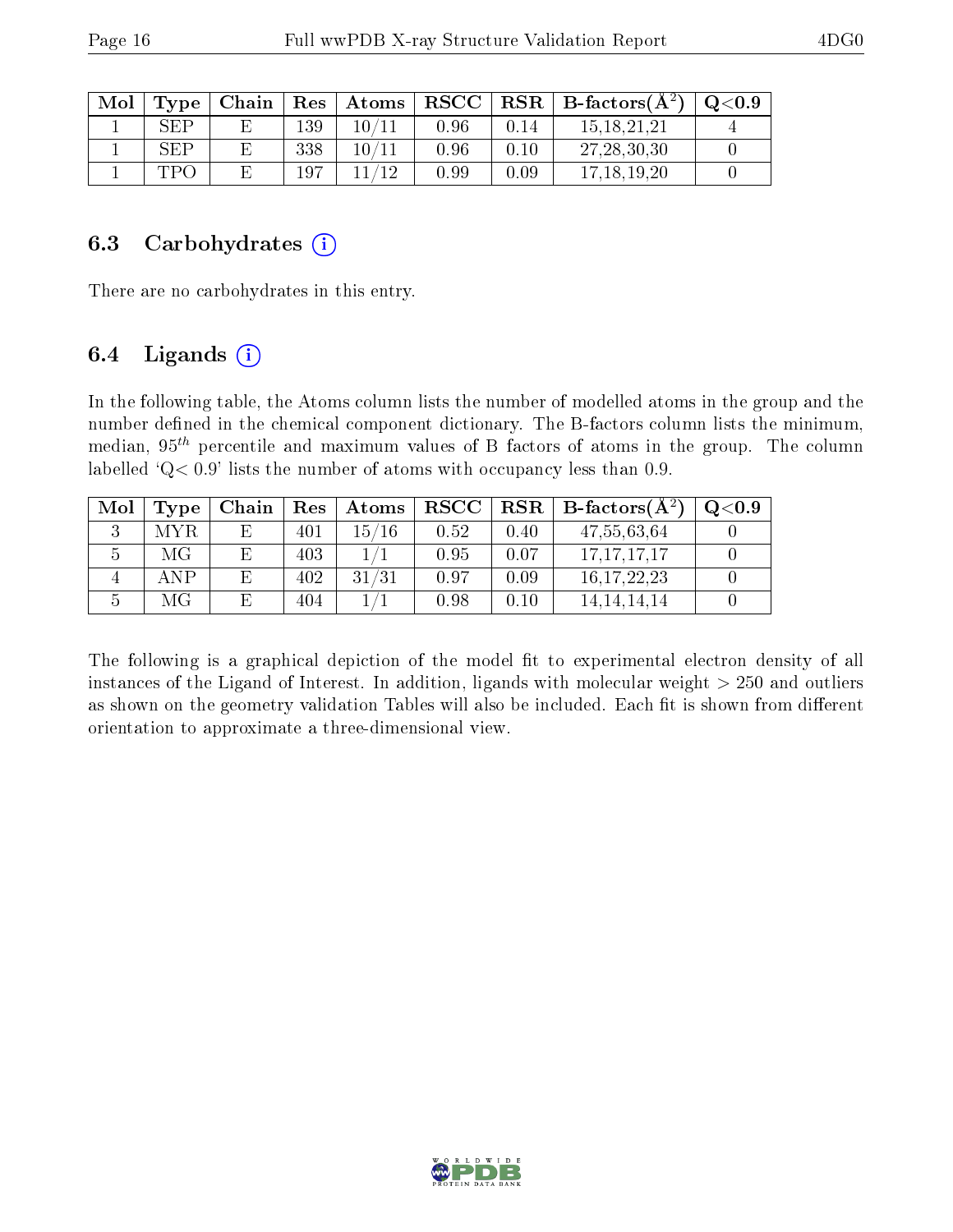| Mol | Type | Chain | Res | Atoms | RSCC | RSR | B-factors($Å^2$) | Q<0.9 |
|---|---|---|---|---|---|---|---|---|
| 1 | SEP | E | 139 | 10/11 | 0.96 | 0.14 | 15,18,21,21 | 4 |
| 1 | SEP | E | 338 | 10/11 | 0.96 | 0.10 | 27,28,30,30 | 0 |
| 1 | TPO | E | 197 | 11/12 | 0.99 | 0.09 | 17,18,19,20 | 0 |

## 6.3 Carbohydrates

There are no carbohydrates in this entry.

## 6.4 Ligands

In the following table, the Atoms column lists the number of modelled atoms in the group and the number defined in the chemical component dictionary. The B-factors column lists the minimum, median, $95^{th}$ percentile and maximum values of B factors of atoms in the group. The column labelled 'Q< 0.9' lists the number of atoms with occupancy less than 0.9.

| Mol | Type | Chain | Res | Atoms | RSCC | RSR | B-factors($Å^2$) | Q<0.9 |
|---|---|---|---|---|---|---|---|---|
| 3 | MYR | E | 401 | 15/16 | 0.52 | 0.40 | 47,55,63,64 | 0 |
| 5 | MG | E | 403 | 1/1 | 0.95 | 0.07 | 17,17,17,17 | 0 |
| 4 | ANP | E | 402 | 31/31 | 0.97 | 0.09 | 16,17,22,23 | 0 |
| 5 | MG | E | 404 | 1/1 | 0.98 | 0.10 | 14,14,14,14 | 0 |

The following is a graphical depiction of the model fit to experimental electron density of all instances of the Ligand of Interest. In addition, ligands with molecular weight > 250 and outliers as shown on the geometry validation Tables will also be included. Each fit is shown from different orientation to approximate a three-dimensional view.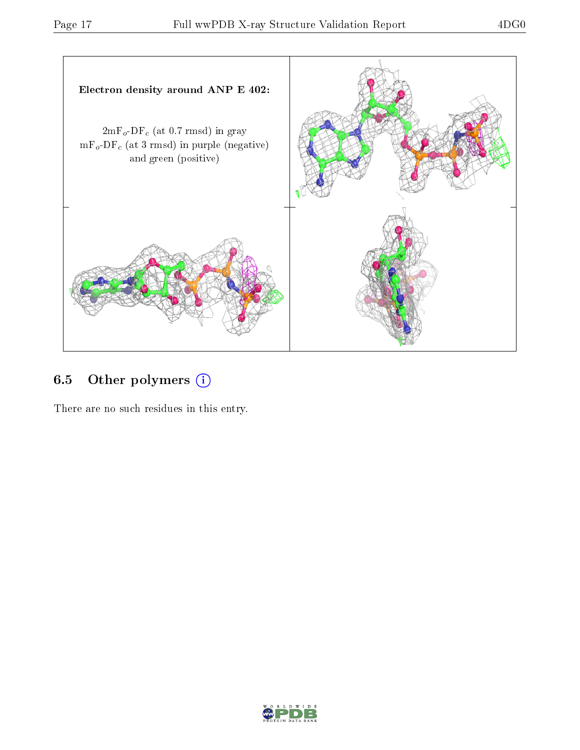**Electron density around ANP E 402:**

$2mF_o$-$DF_c$ (at 0.7 rmsd) in gray
$mF_o$-$DF_c$ (at 3 rmsd) in purple (negative)
and green (positive)

## 6.5 Other polymers

There are no such residues in this entry.